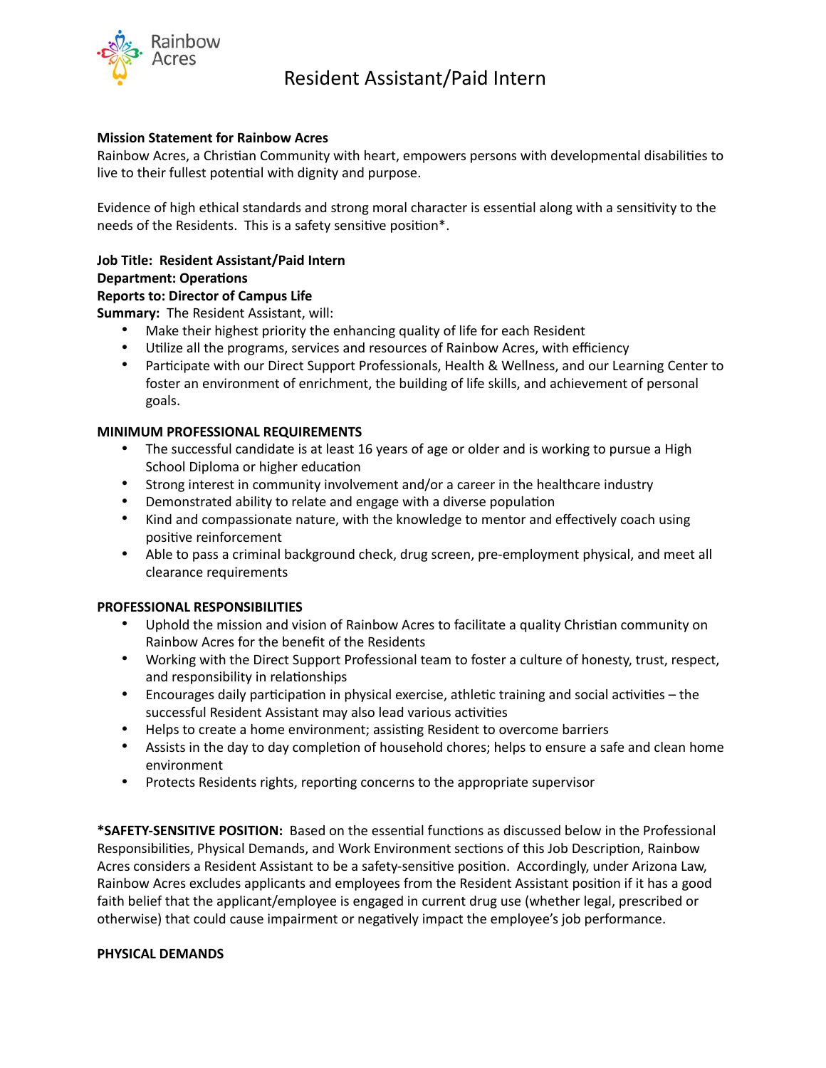# Resident Assistant/Paid Intern

**Mission Statement for Rainbow Acres**
Rainbow Acres, a Christian Community with heart, empowers persons with developmental disabilities to live to their fullest potential with dignity and purpose.

Evidence of high ethical standards and strong moral character is essential along with a sensitivity to the needs of the Residents. This is a safety sensitive position*.

**Job Title: Resident Assistant/Paid Intern**
**Department: Operations**
**Reports to: Director of Campus Life**
**Summary:** The Resident Assistant, will:

- Make their highest priority the enhancing quality of life for each Resident
- Utilize all the programs, services and resources of Rainbow Acres, with efficiency
- Participate with our Direct Support Professionals, Health & Wellness, and our Learning Center to foster an environment of enrichment, the building of life skills, and achievement of personal goals.

**MINIMUM PROFESSIONAL REQUIREMENTS**

- The successful candidate is at least 16 years of age or older and is working to pursue a High School Diploma or higher education
- Strong interest in community involvement and/or a career in the healthcare industry
- Demonstrated ability to relate and engage with a diverse population
- Kind and compassionate nature, with the knowledge to mentor and effectively coach using positive reinforcement
- Able to pass a criminal background check, drug screen, pre-employment physical, and meet all clearance requirements

**PROFESSIONAL RESPONSIBILITIES**

- Uphold the mission and vision of Rainbow Acres to facilitate a quality Christian community on Rainbow Acres for the benefit of the Residents
- Working with the Direct Support Professional team to foster a culture of honesty, trust, respect, and responsibility in relationships
- Encourages daily participation in physical exercise, athletic training and social activities – the successful Resident Assistant may also lead various activities
- Helps to create a home environment; assisting Resident to overcome barriers
- Assists in the day to day completion of household chores; helps to ensure a safe and clean home environment
- Protects Residents rights, reporting concerns to the appropriate supervisor

***SAFETY-SENSITIVE POSITION:** Based on the essential functions as discussed below in the Professional Responsibilities, Physical Demands, and Work Environment sections of this Job Description, Rainbow Acres considers a Resident Assistant to be a safety-sensitive position. Accordingly, under Arizona Law, Rainbow Acres excludes applicants and employees from the Resident Assistant position if it has a good faith belief that the applicant/employee is engaged in current drug use (whether legal, prescribed or otherwise) that could cause impairment or negatively impact the employee's job performance.

**PHYSICAL DEMANDS**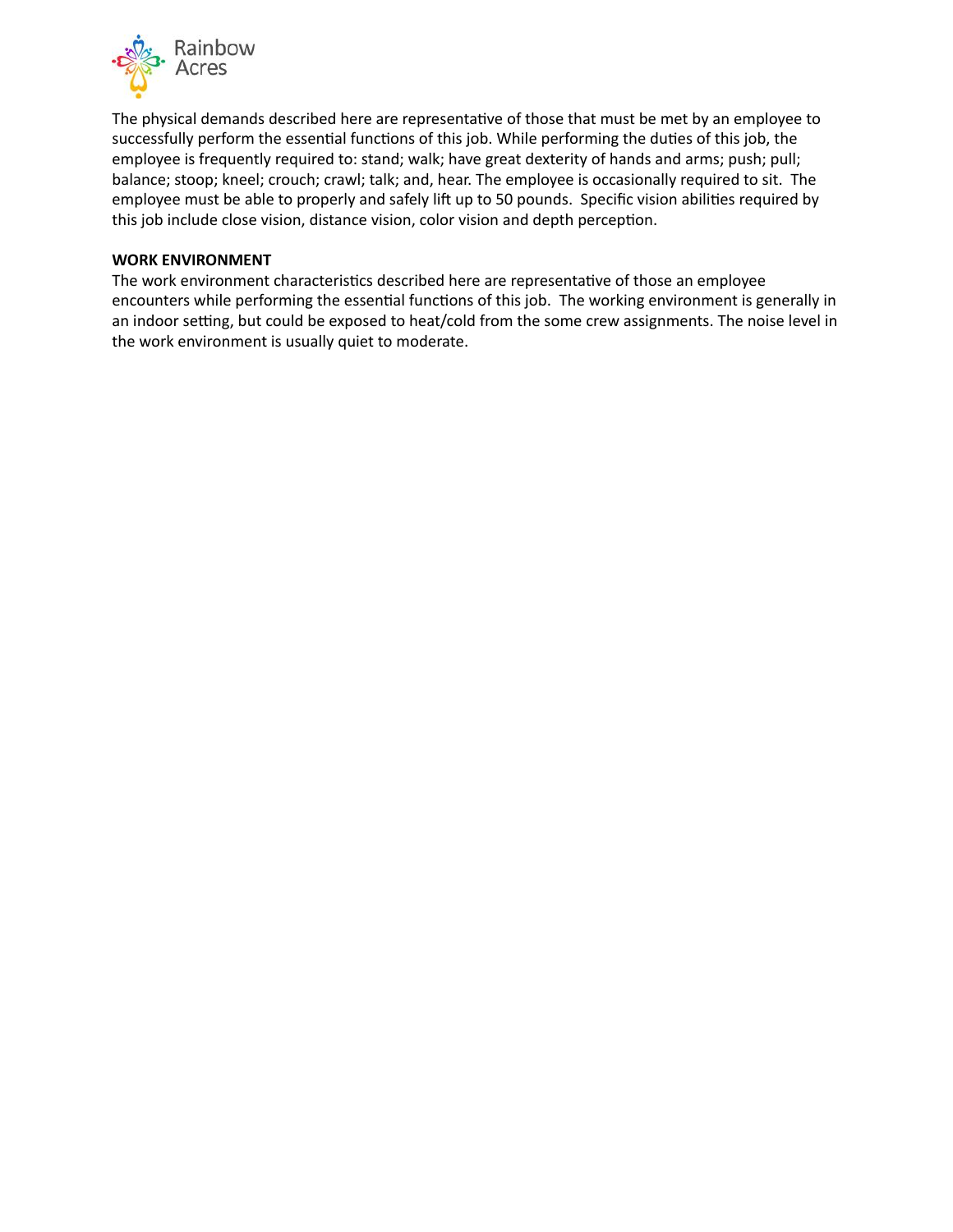The physical demands described here are representative of those that must be met by an employee to successfully perform the essential functions of this job. While performing the duties of this job, the employee is frequently required to: stand; walk; have great dexterity of hands and arms; push; pull; balance; stoop; kneel; crouch; crawl; talk; and, hear. The employee is occasionally required to sit. The employee must be able to properly and safely lift up to 50 pounds. Specific vision abilities required by this job include close vision, distance vision, color vision and depth perception.

**WORK ENVIRONMENT**

The work environment characteristics described here are representative of those an employee encounters while performing the essential functions of this job. The working environment is generally in an indoor setting, but could be exposed to heat/cold from the some crew assignments. The noise level in the work environment is usually quiet to moderate.